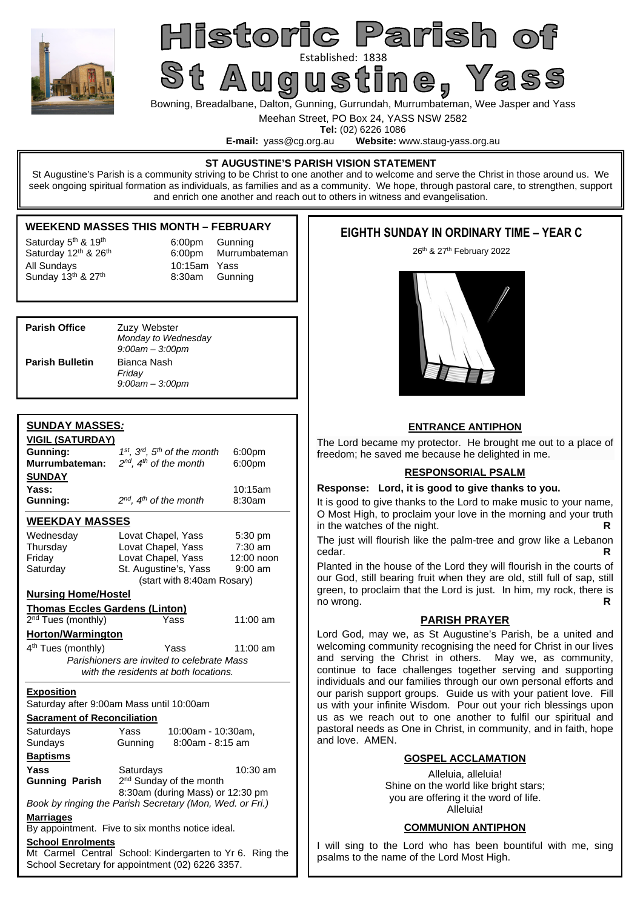# Historic Parish of St Augustine, Yass

Established: 1838

Bowning, Breadalbane, Dalton, Gunning, Gurrundah, Murrumbateman, Wee Jasper and Yass

Meehan Street, PO Box 24, YASS NSW 2582

**Tel:** (02) 6226 1086

**E-mail:** yass@cg.org.au **Website:** www.staug-yass.org.au

## ST AUGUSTINE'S PARISH VISION STATEMENT

St Augustine's Parish is a community striving to be Christ to one another and to welcome and serve the Christ in those around us. We seek ongoing spiritual formation as individuals, as families and as a community. We hope, through pastoral care, to strengthen, support and enrich one another and reach out to others in witness and evangelisation.

## WEEKEND MASSES THIS MONTH – FEBRUARY

| | | |
|---|---|---|
| Saturday 5th & 19th | 6:00pm | Gunning |
| Saturday 12th & 26th | 6:00pm | Murrumbateman |
| All Sundays | 10:15am | Yass |
| Sunday 13th & 27th | 8:30am | Gunning |

**Parish Office** Zuzy Webster
*Monday to Wednesday*
*9:00am – 3:00pm*

**Parish Bulletin** Bianca Nash
*Friday*
*9:00am – 3:00pm*

## SUNDAY MASSES:

**VIGIL (SATURDAY)**

| | | |
|---|---|---|
| **Gunning:** | *1st, 3rd, 5th of the month* | 6:00pm |
| **Murrumbateman:** | *2nd, 4th of the month* | 6:00pm |

**SUNDAY**

| | | |
|---|---|---|
| **Yass:** | | 10:15am |
| **Gunning:** | *2nd, 4th of the month* | 8:30am |

## WEEKDAY MASSES

| | | |
|---|---|---|
| Wednesday | Lovat Chapel, Yass | 5:30 pm |
| Thursday | Lovat Chapel, Yass | 7:30 am |
| Friday | Lovat Chapel, Yass | 12:00 noon |
| Saturday | St. Augustine's, Yass | 9:00 am |

(start with 8:40am Rosary)

**Nursing Home/Hostel**

**Thomas Eccles Gardens (Linton)**

2nd Tues (monthly) Yass 11:00 am

**Horton/Warmington**

4th Tues (monthly) Yass 11:00 am

*Parishioners are invited to celebrate Mass with the residents at both locations.*

**Exposition**

Saturday after 9:00am Mass until 10:00am

**Sacrament of Reconciliation**

| | | |
|---|---|---|
| Saturdays | Yass | 10:00am - 10:30am, |
| Sundays | Gunning | 8:00am - 8:15 am |

**Baptisms**

**Yass** Saturdays 10:30 am

**Gunning Parish** 2nd Sunday of the month 8:30am (during Mass) or 12:30 pm

*Book by ringing the Parish Secretary (Mon, Wed. or Fri.)*

**Marriages**

By appointment. Five to six months notice ideal.

**School Enrolments**

Mt Carmel Central School: Kindergarten to Yr 6. Ring the School Secretary for appointment (02) 6226 3357.

## EIGHTH SUNDAY IN ORDINARY TIME – YEAR C

26th & 27th February 2022

### ENTRANCE ANTIPHON

The Lord became my protector. He brought me out to a place of freedom; he saved me because he delighted in me.

### RESPONSORIAL PSALM

**Response: Lord, it is good to give thanks to you.**

It is good to give thanks to the Lord to make music to your name, O Most High, to proclaim your love in the morning and your truth in the watches of the night. **R**

The just will flourish like the palm-tree and grow like a Lebanon cedar. **R**

Planted in the house of the Lord they will flourish in the courts of our God, still bearing fruit when they are old, still full of sap, still green, to proclaim that the Lord is just. In him, my rock, there is no wrong. **R**

### PARISH PRAYER

Lord God, may we, as St Augustine's Parish, be a united and welcoming community recognising the need for Christ in our lives and serving the Christ in others. May we, as community, continue to face challenges together serving and supporting individuals and our families through our own personal efforts and our parish support groups. Guide us with your patient love. Fill us with your infinite Wisdom. Pour out your rich blessings upon us as we reach out to one another to fulfil our spiritual and pastoral needs as One in Christ, in community, and in faith, hope and love. AMEN.

### GOSPEL ACCLAMATION

Alleluia, alleluia!
Shine on the world like bright stars;
you are offering it the word of life.
Alleluia!

### COMMUNION ANTIPHON

I will sing to the Lord who has been bountiful with me, sing psalms to the name of the Lord Most High.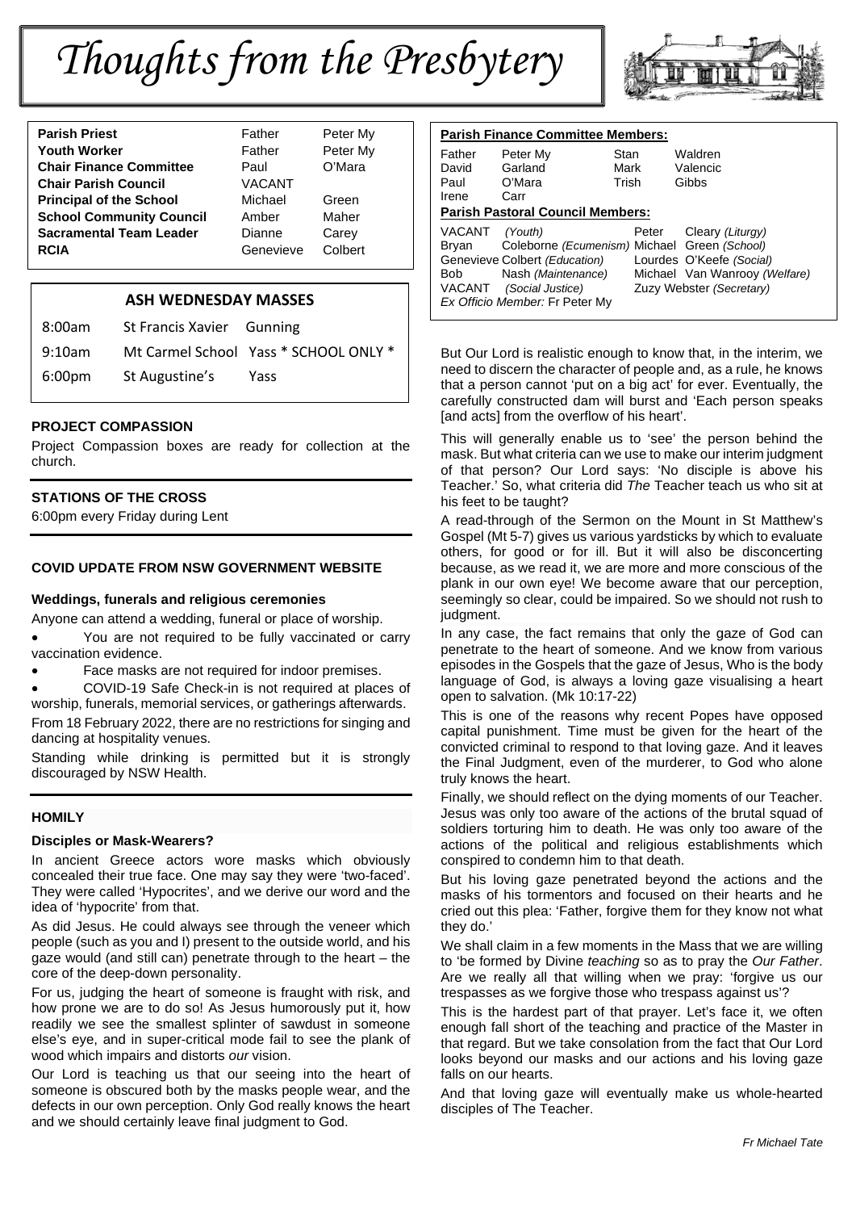# Thoughts from the Presbytery

| | | |
|---|---|---|
| **Parish Priest** | Father | Peter My |
| **Youth Worker** | Father | Peter My |
| **Chair Finance Committee** | Paul | O'Mara |
| **Chair Parish Council** | VACANT | |
| **Principal of the School** | Michael | Green |
| **School Community Council** | Amber | Maher |
| **Sacramental Team Leader** | Dianne | Carey |
| **RCIA** | Genevieve | Colbert |

**Parish Finance Committee Members:**

| | | | |
|---|---|---|---|
| Father | Peter My | Stan | Waldren |
| David | Garland | Mark | Valencic |
| Paul | O'Mara | Trish | Gibbs |
| Irene | Carr | | |

**Parish Pastoral Council Members:**

| | | | |
|---|---|---|---|
| VACANT | *(Youth)* | Peter | Cleary *(Liturgy)* |
| Bryan | Coleborne *(Ecumenism)* | Michael | Green *(School)* |
| Genevieve | Colbert *(Education)* | Lourdes | O'Keefe *(Social)* |
| Bob | Nash *(Maintenance)* | Michael | Van Wanrooy *(Welfare)* |
| VACANT | *(Social Justice)* | Zuzy | Webster *(Secretary)* |

*Ex Officio Member:* Fr Peter My

## ASH WEDNESDAY MASSES

| | | |
|---|---|---|
| 8:00am | St Francis Xavier | Gunning |
| 9:10am | Mt Carmel School | Yass * SCHOOL ONLY * |
| 6:00pm | St Augustine's | Yass |

### PROJECT COMPASSION

Project Compassion boxes are ready for collection at the church.

### STATIONS OF THE CROSS

6:00pm every Friday during Lent

### COVID UPDATE FROM NSW GOVERNMENT WEBSITE

**Weddings, funerals and religious ceremonies**

Anyone can attend a wedding, funeral or place of worship.

- You are not required to be fully vaccinated or carry vaccination evidence.
- Face masks are not required for indoor premises.
- COVID-19 Safe Check-in is not required at places of worship, funerals, memorial services, or gatherings afterwards.

From 18 February 2022, there are no restrictions for singing and dancing at hospitality venues.

Standing while drinking is permitted but it is strongly discouraged by NSW Health.

### HOMILY

**Disciples or Mask-Wearers?**

In ancient Greece actors wore masks which obviously concealed their true face. One may say they were 'two-faced'. They were called 'Hypocrites', and we derive our word and the idea of 'hypocrite' from that.

As did Jesus. He could always see through the veneer which people (such as you and I) present to the outside world, and his gaze would (and still can) penetrate through to the heart – the core of the deep-down personality.

For us, judging the heart of someone is fraught with risk, and how prone we are to do so! As Jesus humorously put it, how readily we see the smallest splinter of sawdust in someone else's eye, and in super-critical mode fail to see the plank of wood which impairs and distorts *our* vision.

Our Lord is teaching us that our seeing into the heart of someone is obscured both by the masks people wear, and the defects in our own perception. Only God really knows the heart and we should certainly leave final judgment to God.

But Our Lord is realistic enough to know that, in the interim, we need to discern the character of people and, as a rule, he knows that a person cannot 'put on a big act' for ever. Eventually, the carefully constructed dam will burst and 'Each person speaks [and acts] from the overflow of his heart'.

This will generally enable us to 'see' the person behind the mask. But what criteria can we use to make our interim judgment of that person? Our Lord says: 'No disciple is above his Teacher.' So, what criteria did *The* Teacher teach us who sit at his feet to be taught?

A read-through of the Sermon on the Mount in St Matthew's Gospel (Mt 5-7) gives us various yardsticks by which to evaluate others, for good or for ill. But it will also be disconcerting because, as we read it, we are more and more conscious of the plank in our own eye! We become aware that our perception, seemingly so clear, could be impaired. So we should not rush to judgment.

In any case, the fact remains that only the gaze of God can penetrate to the heart of someone. And we know from various episodes in the Gospels that the gaze of Jesus, Who is the body language of God, is always a loving gaze visualising a heart open to salvation. (Mk 10:17-22)

This is one of the reasons why recent Popes have opposed capital punishment. Time must be given for the heart of the convicted criminal to respond to that loving gaze. And it leaves the Final Judgment, even of the murderer, to God who alone truly knows the heart.

Finally, we should reflect on the dying moments of our Teacher. Jesus was only too aware of the actions of the brutal squad of soldiers torturing him to death. He was only too aware of the actions of the political and religious establishments which conspired to condemn him to that death.

But his loving gaze penetrated beyond the actions and the masks of his tormentors and focused on their hearts and he cried out this plea: 'Father, forgive them for they know not what they do.'

We shall claim in a few moments in the Mass that we are willing to 'be formed by Divine *teaching* so as to pray the *Our Father*. Are we really all that willing when we pray: 'forgive us our trespasses as we forgive those who trespass against us'?

This is the hardest part of that prayer. Let's face it, we often enough fall short of the teaching and practice of the Master in that regard. But we take consolation from the fact that Our Lord looks beyond our masks and our actions and his loving gaze falls on our hearts.

And that loving gaze will eventually make us whole-hearted disciples of The Teacher.

*Fr Michael Tate*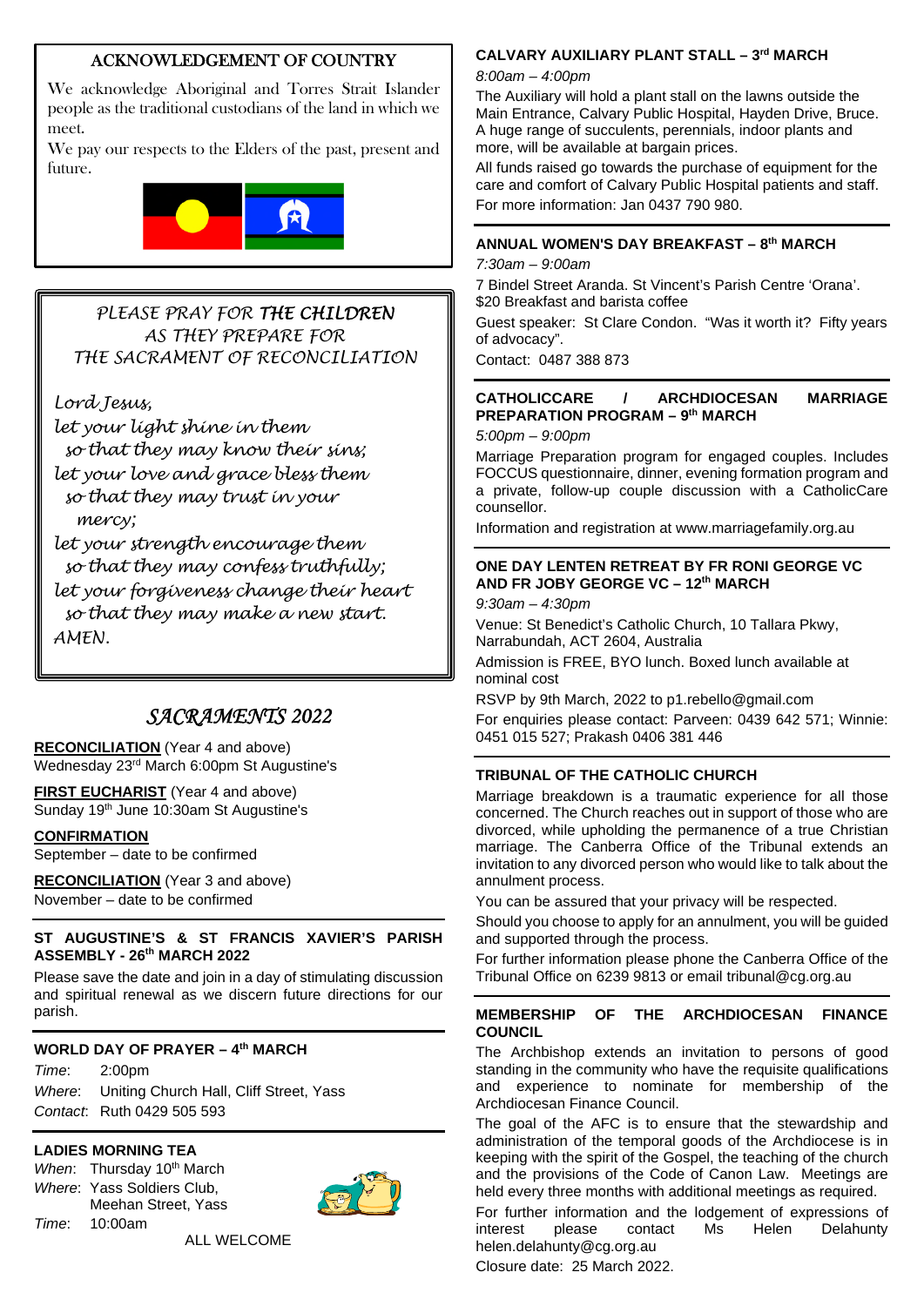## ACKNOWLEDGEMENT OF COUNTRY

We acknowledge Aboriginal and Torres Strait Islander people as the traditional custodians of the land in which we meet.

We pay our respects to the Elders of the past, present and future.

*PLEASE PRAY FOR THE CHILDREN AS THEY PREPARE FOR THE SACRAMENT OF RECONCILIATION*

*Lord Jesus,*
*let your light shine in them*
*so that they may know their sins;*
*let your love and grace bless them*
*so that they may trust in your mercy;*
*let your strength encourage them*
*so that they may confess truthfully;*
*let your forgiveness change their heart*
*so that they may make a new start.*
*AMEN.*

## *SACRAMENTS 2022*

**RECONCILIATION** (Year 4 and above)
Wednesday 23rd March 6:00pm St Augustine's

**FIRST EUCHARIST** (Year 4 and above)
Sunday 19th June 10:30am St Augustine's

**CONFIRMATION**
September – date to be confirmed

**RECONCILIATION** (Year 3 and above)
November – date to be confirmed

### ST AUGUSTINE'S & ST FRANCIS XAVIER'S PARISH ASSEMBLY - 26th MARCH 2022

Please save the date and join in a day of stimulating discussion and spiritual renewal as we discern future directions for our parish.

### WORLD DAY OF PRAYER – 4th MARCH

*Time*: 2:00pm
*Where*: Uniting Church Hall, Cliff Street, Yass
*Contact*: Ruth 0429 505 593

### LADIES MORNING TEA

*When*: Thursday 10th March
*Where*: Yass Soldiers Club, Meehan Street, Yass
*Time*: 10:00am

ALL WELCOME

### CALVARY AUXILIARY PLANT STALL – 3rd MARCH

*8:00am – 4:00pm*

The Auxiliary will hold a plant stall on the lawns outside the Main Entrance, Calvary Public Hospital, Hayden Drive, Bruce. A huge range of succulents, perennials, indoor plants and more, will be available at bargain prices.

All funds raised go towards the purchase of equipment for the care and comfort of Calvary Public Hospital patients and staff.

For more information: Jan 0437 790 980.

### ANNUAL WOMEN'S DAY BREAKFAST – 8th MARCH

*7:30am – 9:00am*

7 Bindel Street Aranda. St Vincent's Parish Centre 'Orana'. $20 Breakfast and barista coffee

Guest speaker: St Clare Condon. "Was it worth it? Fifty years of advocacy".

Contact: 0487 388 873

### CATHOLICCARE / ARCHDIOCESAN MARRIAGE PREPARATION PROGRAM – 9th MARCH

*5:00pm – 9:00pm*

Marriage Preparation program for engaged couples. Includes FOCCUS questionnaire, dinner, evening formation program and a private, follow-up couple discussion with a CatholicCare counsellor.

Information and registration at www.marriagefamily.org.au

### ONE DAY LENTEN RETREAT BY FR RONI GEORGE VC AND FR JOBY GEORGE VC – 12th MARCH

*9:30am – 4:30pm*

Venue: St Benedict's Catholic Church, 10 Tallara Pkwy, Narrabundah, ACT 2604, Australia

Admission is FREE, BYO lunch. Boxed lunch available at nominal cost

RSVP by 9th March, 2022 to p1.rebello@gmail.com

For enquiries please contact: Parveen: 0439 642 571; Winnie: 0451 015 527; Prakash 0406 381 446

### TRIBUNAL OF THE CATHOLIC CHURCH

Marriage breakdown is a traumatic experience for all those concerned. The Church reaches out in support of those who are divorced, while upholding the permanence of a true Christian marriage. The Canberra Office of the Tribunal extends an invitation to any divorced person who would like to talk about the annulment process.

You can be assured that your privacy will be respected.

Should you choose to apply for an annulment, you will be guided and supported through the process.

For further information please phone the Canberra Office of the Tribunal Office on 6239 9813 or email tribunal@cg.org.au

### MEMBERSHIP OF THE ARCHDIOCESAN FINANCE COUNCIL

The Archbishop extends an invitation to persons of good standing in the community who have the requisite qualifications and experience to nominate for membership of the Archdiocesan Finance Council.

The goal of the AFC is to ensure that the stewardship and administration of the temporal goods of the Archdiocese is in keeping with the spirit of the Gospel, the teaching of the church and the provisions of the Code of Canon Law. Meetings are held every three months with additional meetings as required.

For further information and the lodgement of expressions of interest please contact Ms Helen Delahunty helen.delahunty@cg.org.au

Closure date: 25 March 2022.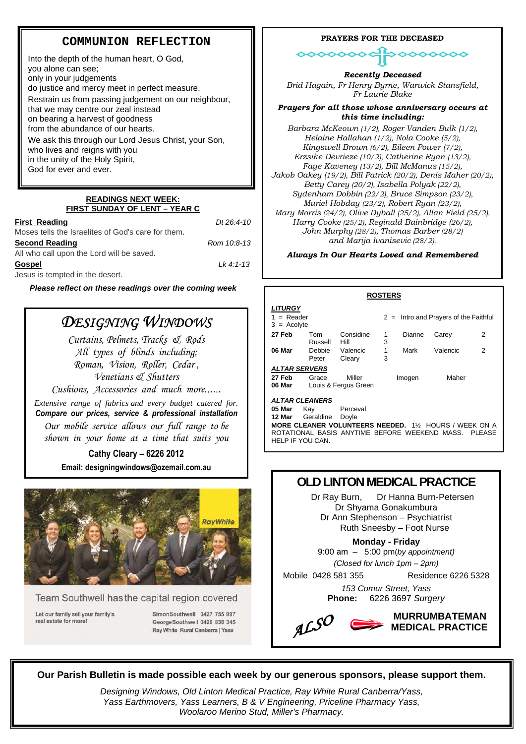# COMMUNION REFLECTION

Into the depth of the human heart, O God,
you alone can see;
only in your judgements
do justice and mercy meet in perfect measure.
Restrain us from passing judgement on our neighbour,
that we may centre our zeal instead
on bearing a harvest of goodness
from the abundance of our hearts.
We ask this through our Lord Jesus Christ, your Son,
who lives and reigns with you
in the unity of the Holy Spirit,
God for ever and ever.

**READINGS NEXT WEEK:**
**FIRST SUNDAY OF LENT – YEAR C**

**First Reading** *Dt 26:4-10*
Moses tells the Israelites of God's care for them.

**Second Reading** *Rom 10:8-13*
All who call upon the Lord will be saved.

**Gospel** *Lk 4:1-13*
Jesus is tempted in the desert.

***Please reflect on these readings over the coming week***

## DESIGNING WINDOWS

*Curtains, Pelmets, Tracks & Rods*
*All types of blinds including;*
*Roman, Vision, Roller, Cedar,*
*Venetians & Shutters*
*Cushions, Accessories and much more......*

*Extensive range of fabrics and every budget catered for.*
***Compare our prices, service & professional installation***
*Our mobile service allows our full range to be shown in your home at a time that suits you*

**Cathy Cleary – 6226 2012**
**Email: designingwindows@ozemail.com.au**

RayWhite.

Team Southwell has the capital region covered

Let our family sell your family's real estate for more!

SimonSouthwell 0427 755 997
GeorgeSouthwell 0429 838 345
Ray White Rural Canberra | Yass

**PRAYERS FOR THE DECEASED**

***Recently Deceased***
*Brid Hagain, Fr Henry Byrne, Warwick Stansfield, Fr Laurie Blake*

***Prayers for all those whose anniversary occurs at this time including:***
*Barbara McKeown (1/2), Roger Vanden Bulk (1/2), Helaine Hallahan (1/2), Nola Cooke (5/2), Kingswell Brown (6/2), Eileen Power (7/2), Erzsike Devrieze (10/2), Catherine Ryan (13/2), Faye Kaveney (13/2), Bill McManus (15/2), Jakob Oakey (19/2), Bill Patrick (20/2), Denis Maher (20/2), Betty Carey (20/2), Isabella Polyak (22/2), Sydenham Dobbin (22/2), Bruce Simpson (23/2), Muriel Hobday (23/2), Robert Ryan (23/2), Mary Morris (24/2), Olive Dyball (25/2), Allan Field (25/2), Harry Cooke (25/2), Reginald Bainbridge (26/2), John Murphy (28/2), Thomas Barber (28/2) and Marija Ivanisevic (28/2).*

***Always In Our Hearts Loved and Remembered***

**ROSTERS**

***LITURGY***
1 = Reader 2 = Intro and Prayers of the Faithful
3 = Acolyte

| | | | | | | |
|---|---|---|---|---|---|---|
| **27 Feb** | Tom / Russell | Considine / Hill | 1 / 3 | Dianne | Carey | 2 |
| **06 Mar** | Debbie / Peter | Valencic / Cleary | 1 / 3 | Mark | Valencic | 2 |

***ALTAR SERVERS***

| | | | | |
|---|---|---|---|---|
| **27 Feb** | Grace | Miller | Imogen | Maher |
| **06 Mar** | Louis & Fergus Green | | | |

***ALTAR CLEANERS***

| | | |
|---|---|---|
| **05 Mar** | Kay | Perceval |
| **12 Mar** | Geraldine | Doyle |

**MORE CLEANER VOLUNTEERS NEEDED.** 1½ HOURS / WEEK ON A ROTATIONAL BASIS ANYTIME BEFORE WEEKEND MASS. PLEASE HELP IF YOU CAN.

## OLD LINTON MEDICAL PRACTICE

Dr Ray Burn, Dr Hanna Burn-Petersen
Dr Shyama Gonakumbura
Dr Ann Stephenson – Psychiatrist
Ruth Sneesby – Foot Nurse

**Monday - Friday**
9:00 am – 5:00 pm(*by appointment)*
*(Closed for lunch 1pm – 2pm)*

Mobile 0428 581 355 Residence 6226 5328

*153 Comur Street, Yass*
**Phone:** 6226 3697 *Surgery*

*ALSO* **MURRUMBATEMAN MEDICAL PRACTICE**

**Our Parish Bulletin is made possible each week by our generous sponsors, please support them.**

*Designing Windows, Old Linton Medical Practice, Ray White Rural Canberra/Yass, Yass Earthmovers, Yass Learners, B & V Engineering, Priceline Pharmacy Yass, Woolaroo Merino Stud, Miller's Pharmacy.*